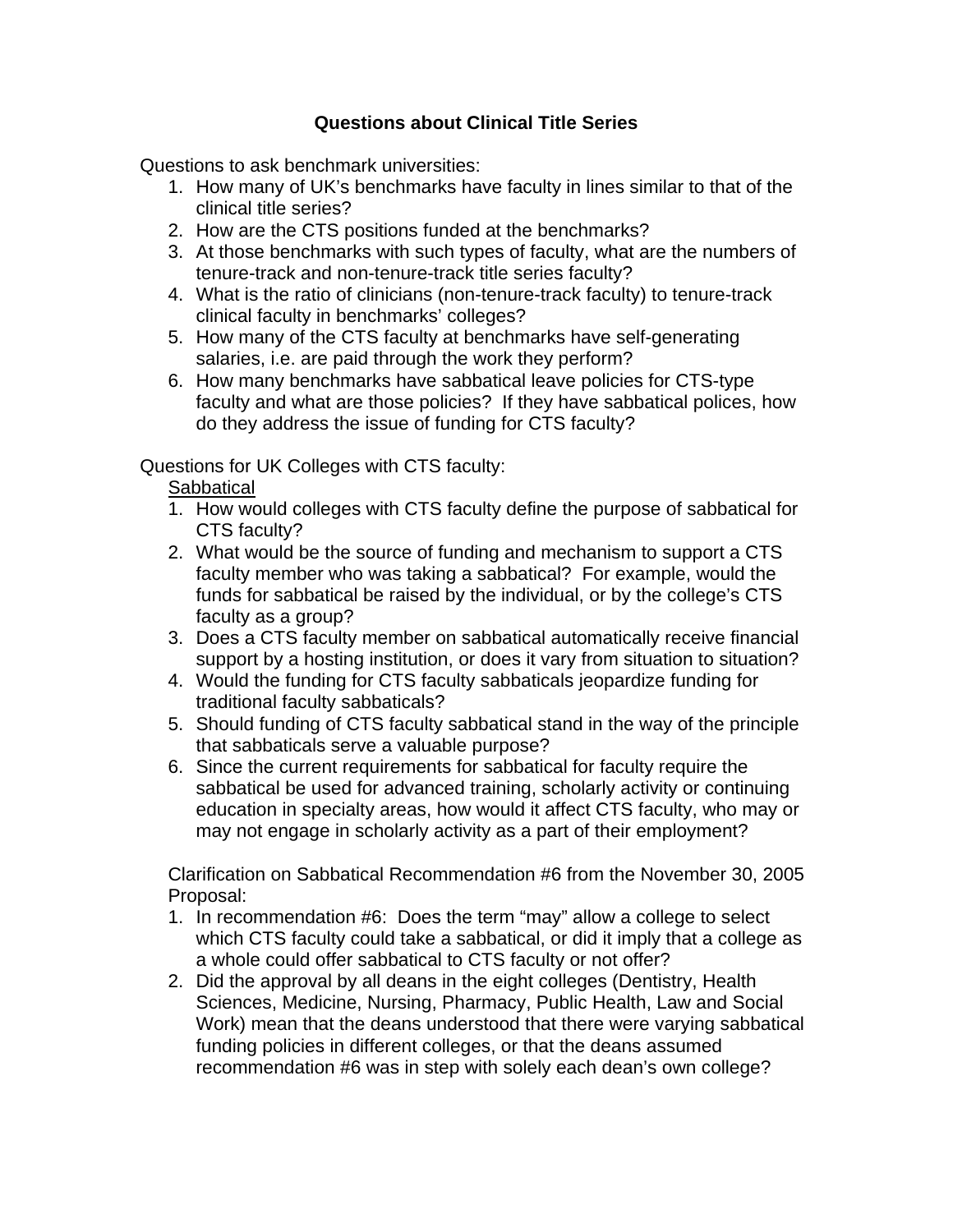# Questions about Clinical Title Series

Questions to ask benchmark universities:

1. How many of UK's benchmarks have faculty in lines similar to that of the clinical title series?
2. How are the CTS positions funded at the benchmarks?
3. At those benchmarks with such types of faculty, what are the numbers of tenure-track and non-tenure-track title series faculty?
4. What is the ratio of clinicians (non-tenure-track faculty) to tenure-track clinical faculty in benchmarks' colleges?
5. How many of the CTS faculty at benchmarks have self-generating salaries, i.e. are paid through the work they perform?
6. How many benchmarks have sabbatical leave policies for CTS-type faculty and what are those policies? If they have sabbatical polices, how do they address the issue of funding for CTS faculty?

Questions for UK Colleges with CTS faculty:

<u>Sabbatical</u>

1. How would colleges with CTS faculty define the purpose of sabbatical for CTS faculty?
2. What would be the source of funding and mechanism to support a CTS faculty member who was taking a sabbatical? For example, would the funds for sabbatical be raised by the individual, or by the college's CTS faculty as a group?
3. Does a CTS faculty member on sabbatical automatically receive financial support by a hosting institution, or does it vary from situation to situation?
4. Would the funding for CTS faculty sabbaticals jeopardize funding for traditional faculty sabbaticals?
5. Should funding of CTS faculty sabbatical stand in the way of the principle that sabbaticals serve a valuable purpose?
6. Since the current requirements for sabbatical for faculty require the sabbatical be used for advanced training, scholarly activity or continuing education in specialty areas, how would it affect CTS faculty, who may or may not engage in scholarly activity as a part of their employment?

Clarification on Sabbatical Recommendation #6 from the November 30, 2005 Proposal:

1. In recommendation #6: Does the term "may" allow a college to select which CTS faculty could take a sabbatical, or did it imply that a college as a whole could offer sabbatical to CTS faculty or not offer?
2. Did the approval by all deans in the eight colleges (Dentistry, Health Sciences, Medicine, Nursing, Pharmacy, Public Health, Law and Social Work) mean that the deans understood that there were varying sabbatical funding policies in different colleges, or that the deans assumed recommendation #6 was in step with solely each dean's own college?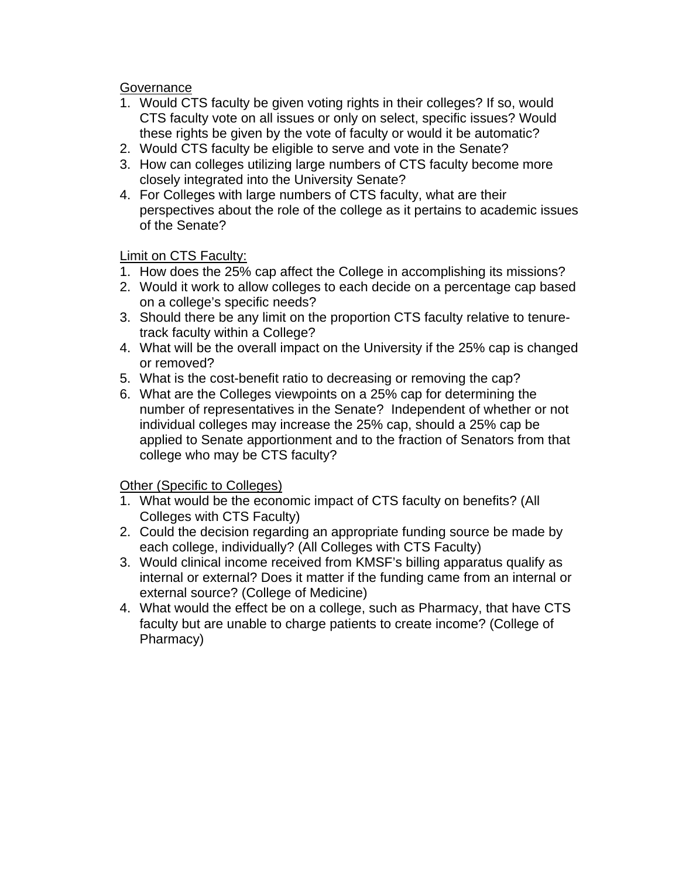Governance

1. Would CTS faculty be given voting rights in their colleges? If so, would CTS faculty vote on all issues or only on select, specific issues? Would these rights be given by the vote of faculty or would it be automatic?
2. Would CTS faculty be eligible to serve and vote in the Senate?
3. How can colleges utilizing large numbers of CTS faculty become more closely integrated into the University Senate?
4. For Colleges with large numbers of CTS faculty, what are their perspectives about the role of the college as it pertains to academic issues of the Senate?

Limit on CTS Faculty:

1. How does the 25% cap affect the College in accomplishing its missions?
2. Would it work to allow colleges to each decide on a percentage cap based on a college's specific needs?
3. Should there be any limit on the proportion CTS faculty relative to tenure-track faculty within a College?
4. What will be the overall impact on the University if the 25% cap is changed or removed?
5. What is the cost-benefit ratio to decreasing or removing the cap?
6. What are the Colleges viewpoints on a 25% cap for determining the number of representatives in the Senate? Independent of whether or not individual colleges may increase the 25% cap, should a 25% cap be applied to Senate apportionment and to the fraction of Senators from that college who may be CTS faculty?

Other (Specific to Colleges)

1. What would be the economic impact of CTS faculty on benefits? (All Colleges with CTS Faculty)
2. Could the decision regarding an appropriate funding source be made by each college, individually? (All Colleges with CTS Faculty)
3. Would clinical income received from KMSF's billing apparatus qualify as internal or external? Does it matter if the funding came from an internal or external source? (College of Medicine)
4. What would the effect be on a college, such as Pharmacy, that have CTS faculty but are unable to charge patients to create income? (College of Pharmacy)